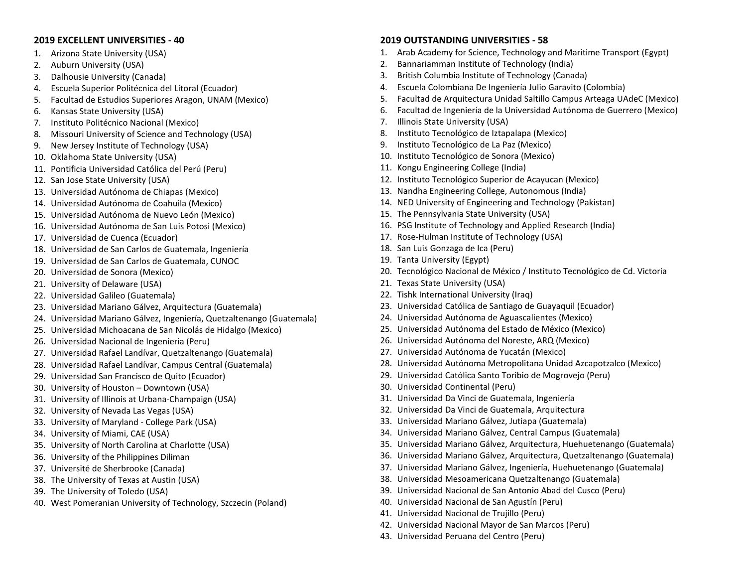### 2019 EXCELLENT UNIVERSITIES - 40

1. Arizona State University (USA)
2. Auburn University (USA)
3. Dalhousie University (Canada)
4. Escuela Superior Politécnica del Litoral (Ecuador)
5. Facultad de Estudios Superiores Aragon, UNAM (Mexico)
6. Kansas State University (USA)
7. Instituto Politécnico Nacional (Mexico)
8. Missouri University of Science and Technology (USA)
9. New Jersey Institute of Technology (USA)
10. Oklahoma State University (USA)
11. Pontificia Universidad Católica del Perú (Peru)
12. San Jose State University (USA)
13. Universidad Autónoma de Chiapas (Mexico)
14. Universidad Autónoma de Coahuila (Mexico)
15. Universidad Autónoma de Nuevo León (Mexico)
16. Universidad Autónoma de San Luis Potosi (Mexico)
17. Universidad de Cuenca (Ecuador)
18. Universidad de San Carlos de Guatemala, Ingeniería
19. Universidad de San Carlos de Guatemala, CUNOC
20. Universidad de Sonora (Mexico)
21. University of Delaware (USA)
22. Universidad Galileo (Guatemala)
23. Universidad Mariano Gálvez, Arquitectura (Guatemala)
24. Universidad Mariano Gálvez, Ingeniería, Quetzaltenango (Guatemala)
25. Universidad Michoacana de San Nicolás de Hidalgo (Mexico)
26. Universidad Nacional de Ingenieria (Peru)
27. Universidad Rafael Landívar, Quetzaltenango (Guatemala)
28. Universidad Rafael Landívar, Campus Central (Guatemala)
29. Universidad San Francisco de Quito (Ecuador)
30. University of Houston – Downtown (USA)
31. University of Illinois at Urbana-Champaign (USA)
32. University of Nevada Las Vegas (USA)
33. University of Maryland - College Park (USA)
34. University of Miami, CAE (USA)
35. University of North Carolina at Charlotte (USA)
36. University of the Philippines Diliman
37. Université de Sherbrooke (Canada)
38. The University of Texas at Austin (USA)
39. The University of Toledo (USA)
40. West Pomeranian University of Technology, Szczecin (Poland)

### 2019 OUTSTANDING UNIVERSITIES - 58

1. Arab Academy for Science, Technology and Maritime Transport (Egypt)
2. Bannariamman Institute of Technology (India)
3. British Columbia Institute of Technology (Canada)
4. Escuela Colombiana De Ingeniería Julio Garavito (Colombia)
5. Facultad de Arquitectura Unidad Saltillo Campus Arteaga UAdeC (Mexico)
6. Facultad de Ingeniería de la Universidad Autónoma de Guerrero (Mexico)
7. Illinois State University (USA)
8. Instituto Tecnológico de Iztapalapa (Mexico)
9. Instituto Tecnológico de La Paz (Mexico)
10. Instituto Tecnológico de Sonora (Mexico)
11. Kongu Engineering College (India)
12. Instituto Tecnológico Superior de Acayucan (Mexico)
13. Nandha Engineering College, Autonomous (India)
14. NED University of Engineering and Technology (Pakistan)
15. The Pennsylvania State University (USA)
16. PSG Institute of Technology and Applied Research (India)
17. Rose-Hulman Institute of Technology (USA)
18. San Luis Gonzaga de Ica (Peru)
19. Tanta University (Egypt)
20. Tecnológico Nacional de México / Instituto Tecnológico de Cd. Victoria
21. Texas State University (USA)
22. Tishk International University (Iraq)
23. Universidad Católica de Santiago de Guayaquil (Ecuador)
24. Universidad Autónoma de Aguascalientes (Mexico)
25. Universidad Autónoma del Estado de México (Mexico)
26. Universidad Autónoma del Noreste, ARQ (Mexico)
27. Universidad Autónoma de Yucatán (Mexico)
28. Universidad Autónoma Metropolitana Unidad Azcapotzalco (Mexico)
29. Universidad Católica Santo Toribio de Mogrovejo (Peru)
30. Universidad Continental (Peru)
31. Universidad Da Vinci de Guatemala, Ingeniería
32. Universidad Da Vinci de Guatemala, Arquitectura
33. Universidad Mariano Gálvez, Jutiapa (Guatemala)
34. Universidad Mariano Gálvez, Central Campus (Guatemala)
35. Universidad Mariano Gálvez, Arquitectura, Huehuetenango (Guatemala)
36. Universidad Mariano Gálvez, Arquitectura, Quetzaltenango (Guatemala)
37. Universidad Mariano Gálvez, Ingeniería, Huehuetenango (Guatemala)
38. Universidad Mesoamericana Quetzaltenango (Guatemala)
39. Universidad Nacional de San Antonio Abad del Cusco (Peru)
40. Universidad Nacional de San Agustín (Peru)
41. Universidad Nacional de Trujillo (Peru)
42. Universidad Nacional Mayor de San Marcos (Peru)
43. Universidad Peruana del Centro (Peru)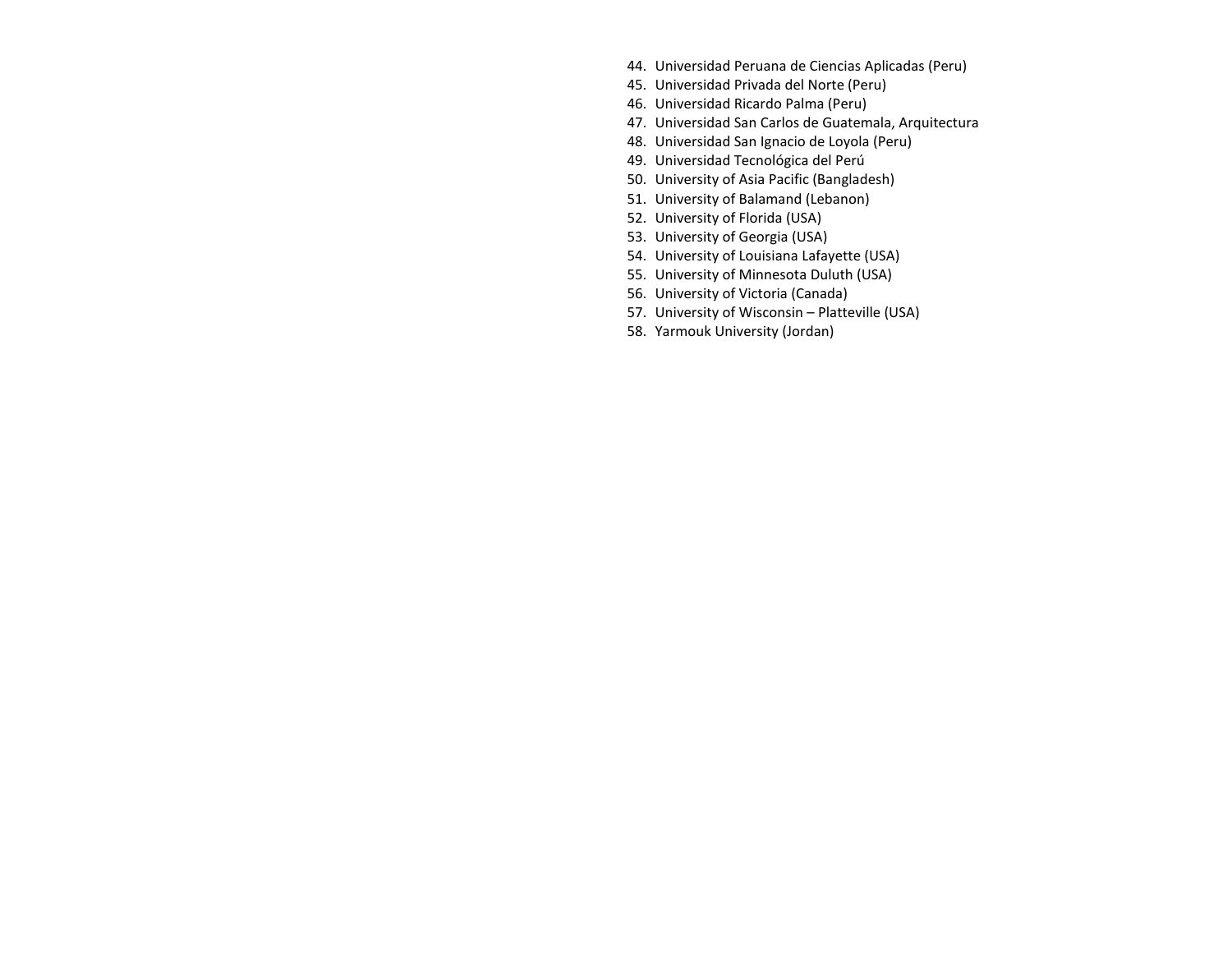44. Universidad Peruana de Ciencias Aplicadas (Peru)
45. Universidad Privada del Norte (Peru)
46. Universidad Ricardo Palma (Peru)
47. Universidad San Carlos de Guatemala, Arquitectura
48. Universidad San Ignacio de Loyola (Peru)
49. Universidad Tecnológica del Perú
50. University of Asia Pacific (Bangladesh)
51. University of Balamand (Lebanon)
52. University of Florida (USA)
53. University of Georgia (USA)
54. University of Louisiana Lafayette (USA)
55. University of Minnesota Duluth (USA)
56. University of Victoria (Canada)
57. University of Wisconsin – Platteville (USA)
58. Yarmouk University (Jordan)